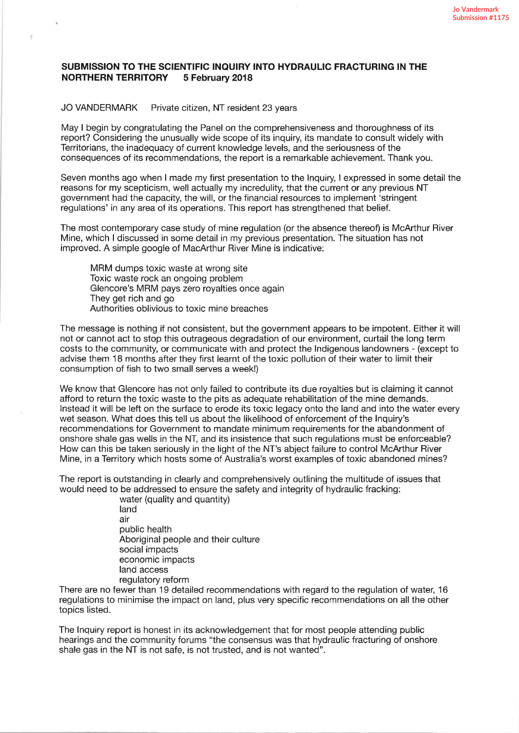Jo Vandermark
Submission #1175

**SUBMISSION TO THE SCIENTIFIC INQUIRY INTO HYDRAULIC FRACTURING IN THE NORTHERN TERRITORY 5 February 2018**

JO VANDERMARK Private citizen, NT resident 23 years

May I begin by congratulating the Panel on the comprehensiveness and thoroughness of its report? Considering the unusually wide scope of its inquiry, its mandate to consult widely with Territorians, the inadequacy of current knowledge levels, and the seriousness of the consequences of its recommendations, the report is a remarkable achievement. Thank you.

Seven months ago when I made my first presentation to the Inquiry, I expressed in some detail the reasons for my scepticism, well actually my incredulity, that the current or any previous NT government had the capacity, the will, or the financial resources to implement 'stringent regulations' in any area of its operations. This report has strengthened that belief.

The most contemporary case study of mine regulation (or the absence thereof) is McArthur River Mine, which I discussed in some detail in my previous presentation. The situation has not improved. A simple google of MacArthur River Mine is indicative:

> MRM dumps toxic waste at wrong site
> Toxic waste rock an ongoing problem
> Glencore's MRM pays zero royalties once again
> They get rich and go
> Authorities oblivious to toxic mine breaches

The message is nothing if not consistent, but the government appears to be impotent. Either it will not or cannot act to stop this outrageous degradation of our environment, curtail the long term costs to the community, or communicate with and protect the Indigenous landowners - (except to advise them 18 months after they first learnt of the toxic pollution of their water to limit their consumption of fish to two small serves a week!)

We know that Glencore has not only failed to contribute its due royalties but is claiming it cannot afford to return the toxic waste to the pits as adequate rehabilitation of the mine demands. Instead it will be left on the surface to erode its toxic legacy onto the land and into the water every wet season. What does this tell us about the likelihood of enforcement of the Inquiry's recommendations for Government to mandate minimum requirements for the abandonment of onshore shale gas wells in the NT, and its insistence that such regulations must be enforceable? How can this be taken seriously in the light of the NT's abject failure to control McArthur River Mine, in a Territory which hosts some of Australia's worst examples of toxic abandoned mines?

The report is outstanding in clearly and comprehensively outlining the multitude of issues that would need to be addressed to ensure the safety and integrity of hydraulic fracking:

> water (quality and quantity)
> land
> air
> public health
> Aboriginal people and their culture
> social impacts
> economic impacts
> land access
> regulatory reform

There are no fewer than 19 detailed recommendations with regard to the regulation of water, 16 regulations to minimise the impact on land, plus very specific recommendations on all the other topics listed.

The Inquiry report is honest in its acknowledgement that for most people attending public hearings and the community forums "the consensus was that hydraulic fracturing of onshore shale gas in the NT is not safe, is not trusted, and is not wanted".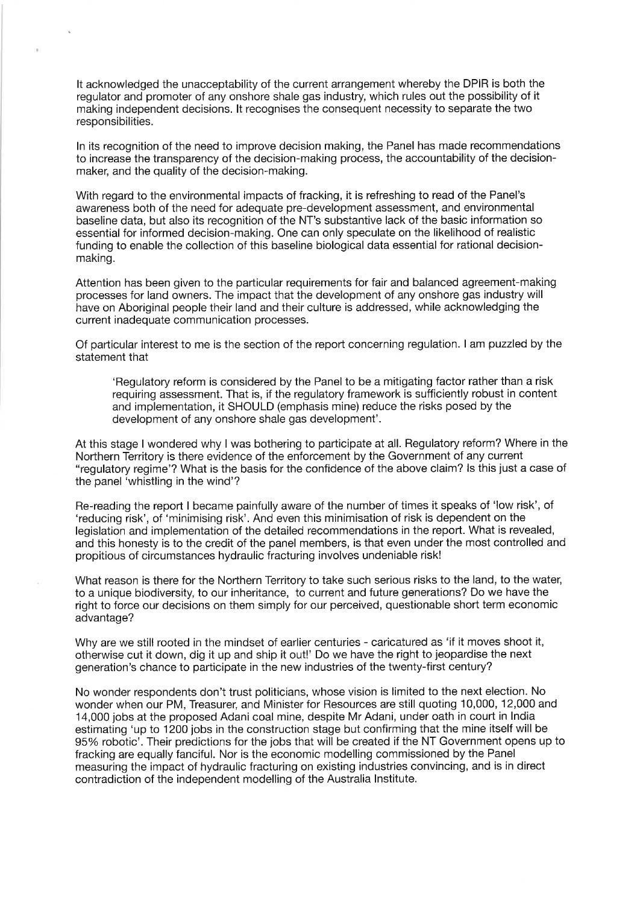It acknowledged the unacceptability of the current arrangement whereby the DPIR is both the regulator and promoter of any onshore shale gas industry, which rules out the possibility of it making independent decisions. It recognises the consequent necessity to separate the two responsibilities.

In its recognition of the need to improve decision making, the Panel has made recommendations to increase the transparency of the decision-making process, the accountability of the decision-maker, and the quality of the decision-making.

With regard to the environmental impacts of fracking, it is refreshing to read of the Panel's awareness both of the need for adequate pre-development assessment, and environmental baseline data, but also its recognition of the NT's substantive lack of the basic information so essential for informed decision-making. One can only speculate on the likelihood of realistic funding to enable the collection of this baseline biological data essential for rational decision-making.

Attention has been given to the particular requirements for fair and balanced agreement-making processes for land owners. The impact that the development of any onshore gas industry will have on Aboriginal people their land and their culture is addressed, while acknowledging the current inadequate communication processes.

Of particular interest to me is the section of the report concerning regulation. I am puzzled by the statement that

> 'Regulatory reform is considered by the Panel to be a mitigating factor rather than a risk requiring assessment. That is, if the regulatory framework is sufficiently robust in content and implementation, it SHOULD (emphasis mine) reduce the risks posed by the development of any onshore shale gas development'.

At this stage I wondered why I was bothering to participate at all. Regulatory reform? Where in the Northern Territory is there evidence of the enforcement by the Government of any current "regulatory regime'? What is the basis for the confidence of the above claim? Is this just a case of the panel 'whistling in the wind'?

Re-reading the report I became painfully aware of the number of times it speaks of 'low risk', of 'reducing risk', of 'minimising risk'. And even this minimisation of risk is dependent on the legislation and implementation of the detailed recommendations in the report. What is revealed, and this honesty is to the credit of the panel members, is that even under the most controlled and propitious of circumstances hydraulic fracturing involves undeniable risk!

What reason is there for the Northern Territory to take such serious risks to the land, to the water, to a unique biodiversity, to our inheritance, to current and future generations? Do we have the right to force our decisions on them simply for our perceived, questionable short term economic advantage?

Why are we still rooted in the mindset of earlier centuries - caricatured as 'if it moves shoot it, otherwise cut it down, dig it up and ship it out!' Do we have the right to jeopardise the next generation's chance to participate in the new industries of the twenty-first century?

No wonder respondents don't trust politicians, whose vision is limited to the next election. No wonder when our PM, Treasurer, and Minister for Resources are still quoting 10,000, 12,000 and 14,000 jobs at the proposed Adani coal mine, despite Mr Adani, under oath in court in India estimating 'up to 1200 jobs in the construction stage but confirming that the mine itself will be 95% robotic'. Their predictions for the jobs that will be created if the NT Government opens up to fracking are equally fanciful. Nor is the economic modelling commissioned by the Panel measuring the impact of hydraulic fracturing on existing industries convincing, and is in direct contradiction of the independent modelling of the Australia Institute.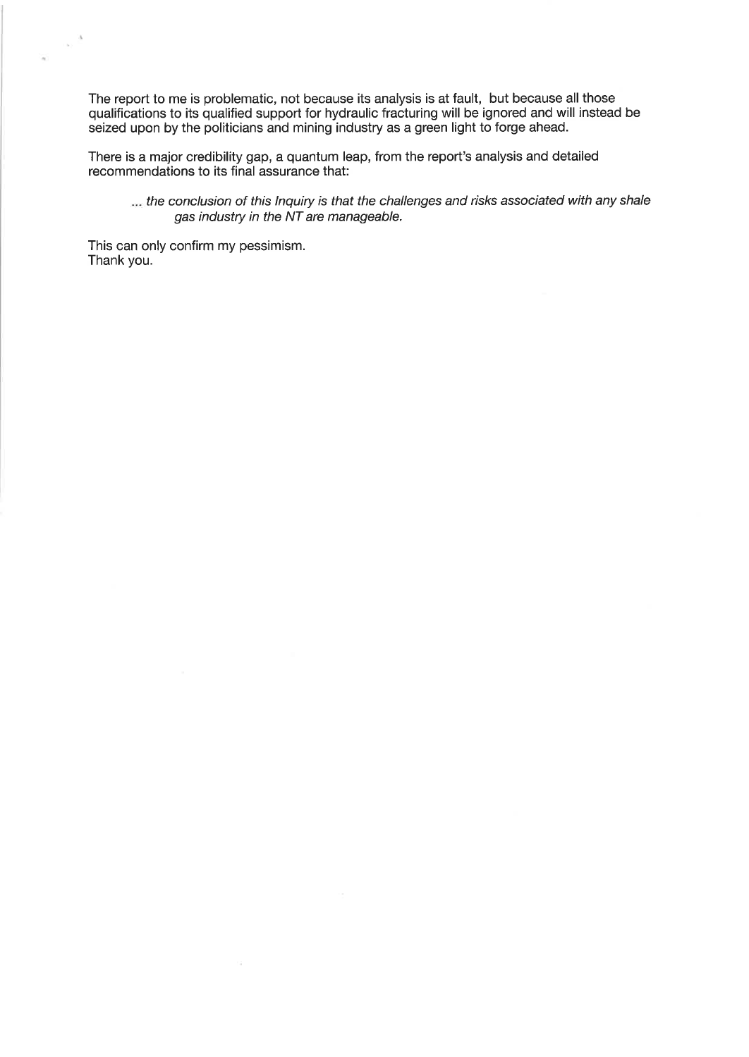The report to me is problematic, not because its analysis is at fault, but because all those qualifications to its qualified support for hydraulic fracturing will be ignored and will instead be seized upon by the politicians and mining industry as a green light to forge ahead.

There is a major credibility gap, a quantum leap, from the report's analysis and detailed recommendations to its final assurance that:

> *... the conclusion of this Inquiry is that the challenges and risks associated with any shale gas industry in the NT are manageable.*

This can only confirm my pessimism.
Thank you.